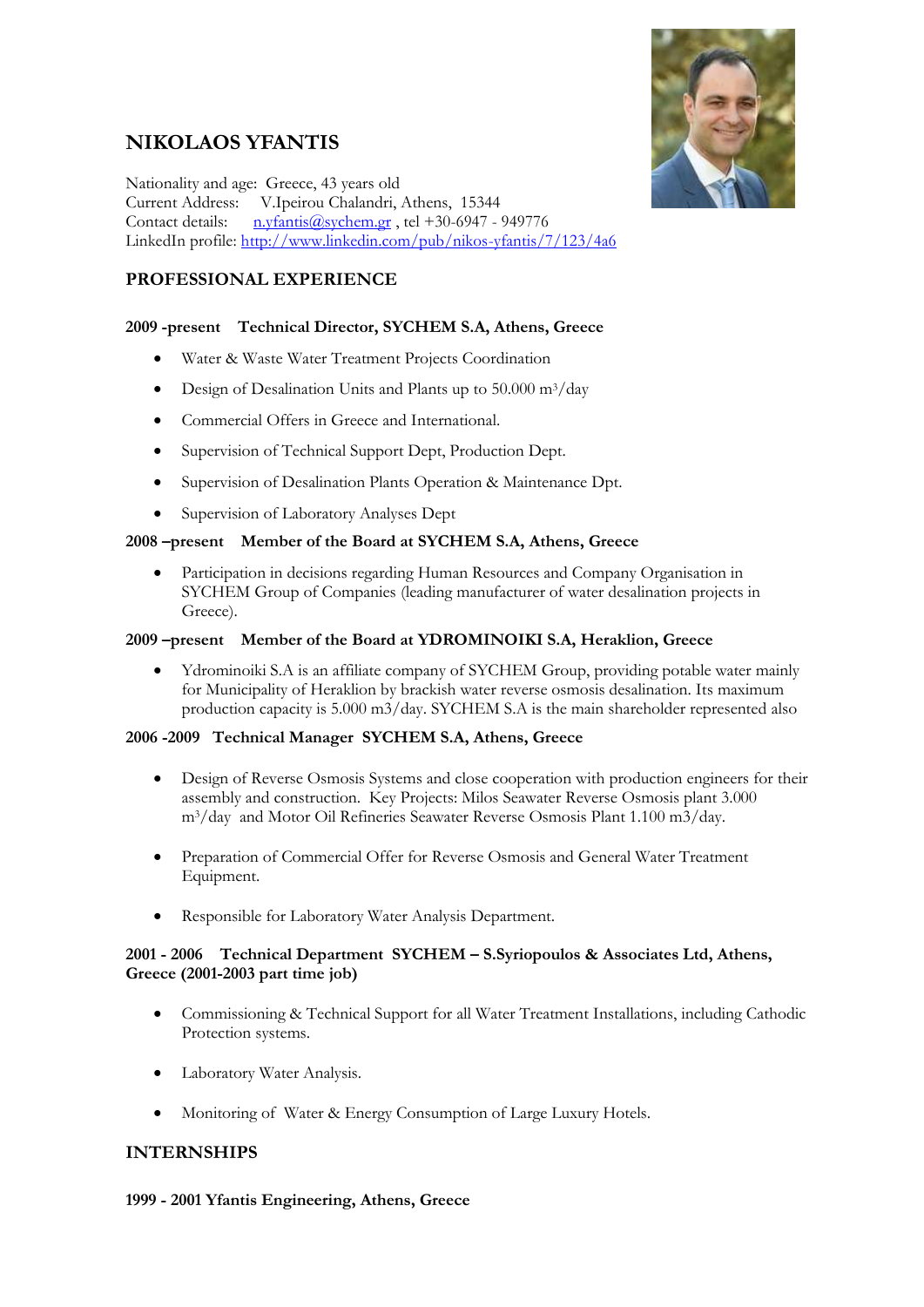# NIKOLAOS YFANTIS

Nationality and age: Greece, 43 years old
Current Address: V.Ipeirou Chalandri, Athens, 15344
Contact details: n.yfantis@sychem.gr , tel +30-6947 - 949776
LinkedIn profile: http://www.linkedin.com/pub/nikos-yfantis/7/123/4a6

## PROFESSIONAL EXPERIENCE

**2009 -present Technical Director, SYCHEM S.A, Athens, Greece**

- Water & Waste Water Treatment Projects Coordination
- Design of Desalination Units and Plants up to 50.000 $m^3$/day
- Commercial Offers in Greece and International.
- Supervision of Technical Support Dept, Production Dept.
- Supervision of Desalination Plants Operation & Maintenance Dpt.
- Supervision of Laboratory Analyses Dept

**2008 –present Member of the Board at SYCHEM S.A, Athens, Greece**

- Participation in decisions regarding Human Resources and Company Organisation in SYCHEM Group of Companies (leading manufacturer of water desalination projects in Greece).

**2009 –present Member of the Board at YDROMINOIKI S.A, Heraklion, Greece**

- Ydrominoiki S.A is an affiliate company of SYCHEM Group, providing potable water mainly for Municipality of Heraklion by brackish water reverse osmosis desalination. Its maximum production capacity is 5.000 m3/day. SYCHEM S.A is the main shareholder represented also

**2006 -2009 Technical Manager SYCHEM S.A, Athens, Greece**

- Design of Reverse Osmosis Systems and close cooperation with production engineers for their assembly and construction. Key Projects: Milos Seawater Reverse Osmosis plant 3.000 $m^3$/day and Motor Oil Refineries Seawater Reverse Osmosis Plant 1.100 m3/day.
- Preparation of Commercial Offer for Reverse Osmosis and General Water Treatment Equipment.
- Responsible for Laboratory Water Analysis Department.

**2001 - 2006 Technical Department SYCHEM – S.Syriopoulos & Associates Ltd, Athens, Greece (2001-2003 part time job)**

- Commissioning & Technical Support for all Water Treatment Installations, including Cathodic Protection systems.
- Laboratory Water Analysis.
- Monitoring of Water & Energy Consumption of Large Luxury Hotels.

## INTERNSHIPS

**1999 - 2001 Yfantis Engineering, Athens, Greece**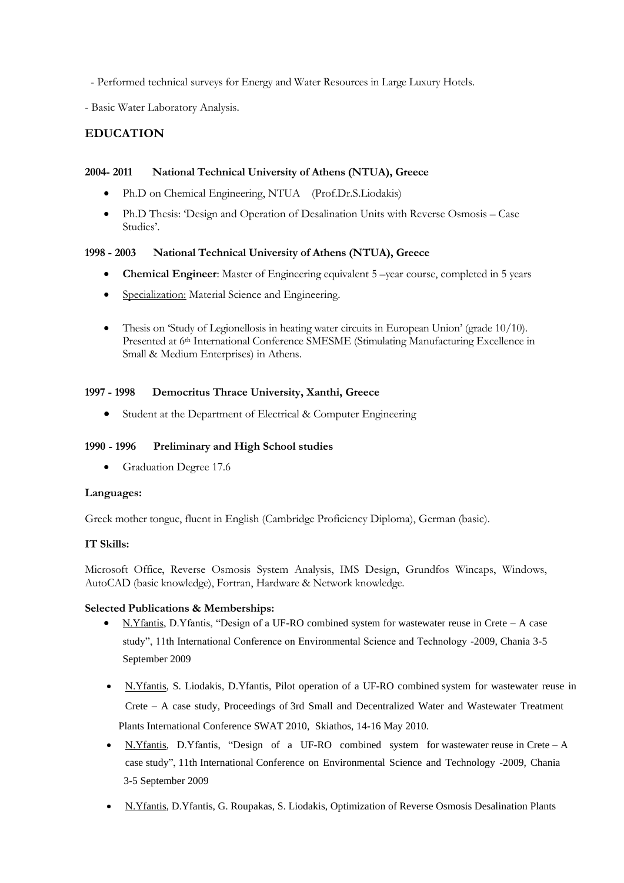- Performed technical surveys for Energy and Water Resources in Large Luxury Hotels.

- Basic Water Laboratory Analysis.

## EDUCATION

**2004- 2011 National Technical University of Athens (NTUA), Greece**

- Ph.D on Chemical Engineering, NTUA (Prof.Dr.S.Liodakis)
- Ph.D Thesis: 'Design and Operation of Desalination Units with Reverse Osmosis – Case Studies'.

**1998 - 2003 National Technical University of Athens (NTUA), Greece**

- **Chemical Engineer**: Master of Engineering equivalent 5 –year course, completed in 5 years
- Specialization: Material Science and Engineering.
- Thesis on 'Study of Legionellosis in heating water circuits in European Union' (grade 10/10). Presented at 6th International Conference SMESME (Stimulating Manufacturing Excellence in Small & Medium Enterprises) in Athens.

**1997 - 1998 Democritus Thrace University, Xanthi, Greece**

- Student at the Department of Electrical & Computer Engineering

**1990 - 1996 Preliminary and High School studies**

- Graduation Degree 17.6

**Languages:**

Greek mother tongue, fluent in English (Cambridge Proficiency Diploma), German (basic).

**IT Skills:**

Microsoft Office, Reverse Osmosis System Analysis, IMS Design, Grundfos Wincaps, Windows, AutoCAD (basic knowledge), Fortran, Hardware & Network knowledge.

**Selected Publications & Memberships:**

- N.Yfantis, D.Yfantis, "Design of a UF-RO combined system for wastewater reuse in Crete – A case study", 11th International Conference on Environmental Science and Technology -2009, Chania 3-5 September 2009
- N.Yfantis, S. Liodakis, D.Yfantis, Pilot operation of a UF-RO combined system for wastewater reuse in Crete – A case study, Proceedings of 3rd Small and Decentralized Water and Wastewater Treatment Plants International Conference SWAT 2010, Skiathos, 14-16 May 2010.
- N.Yfantis, D.Yfantis, "Design of a UF-RO combined system for wastewater reuse in Crete – A case study", 11th International Conference on Environmental Science and Technology -2009, Chania 3-5 September 2009
- N.Yfantis, D.Yfantis, G. Roupakas, S. Liodakis, Optimization of Reverse Osmosis Desalination Plants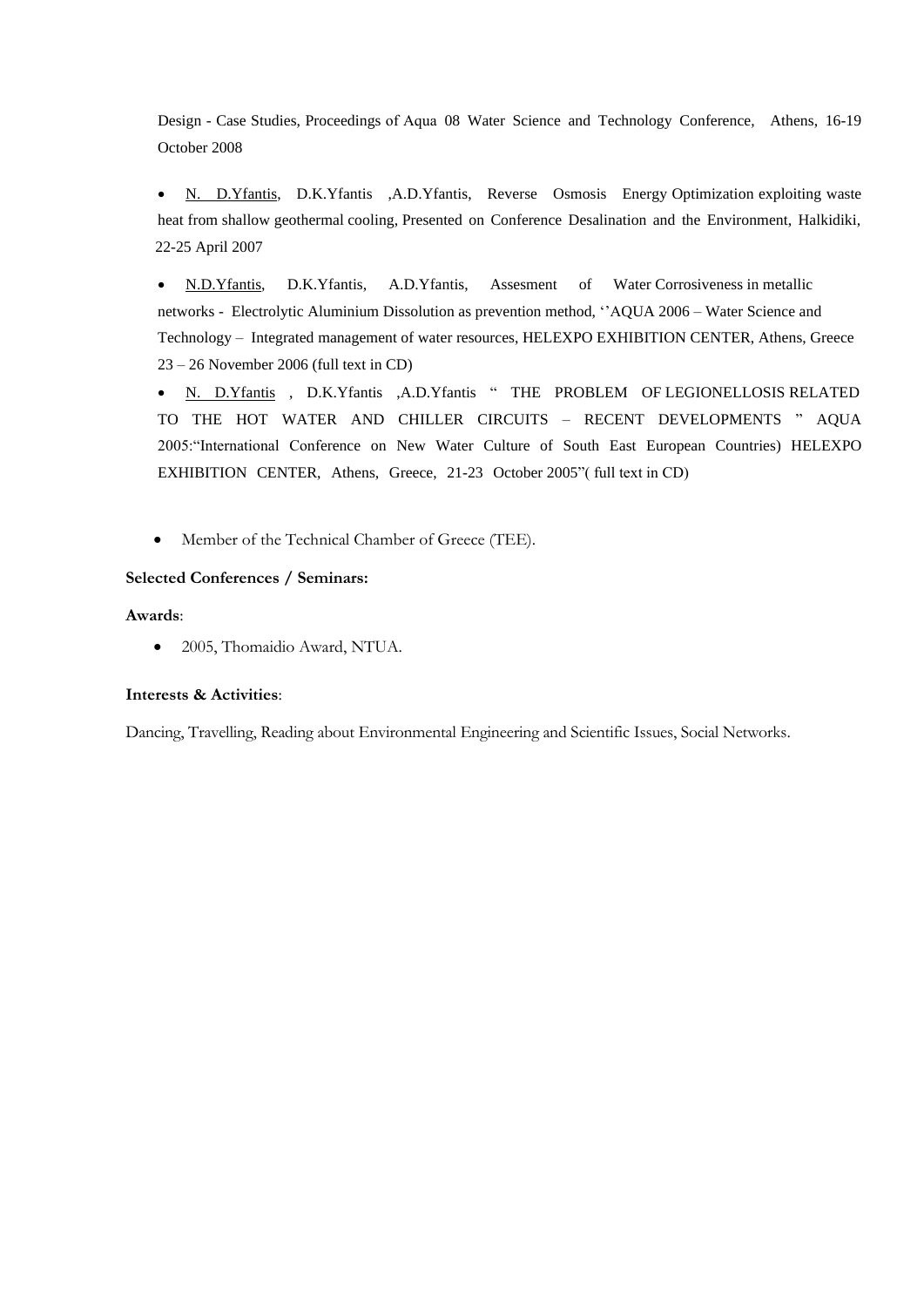Design - Case Studies, Proceedings of Aqua 08 Water Science and Technology Conference, Athens, 16-19 October 2008

- <u>N. D.Yfantis</u>, D.K.Yfantis ,A.D.Yfantis, Reverse Osmosis Energy Optimization exploiting waste heat from shallow geothermal cooling, Presented on Conference Desalination and the Environment, Halkidiki, 22-25 April 2007
- <u>N.D.Yfantis</u>, D.K.Yfantis, A.D.Yfantis, Assesment of Water Corrosiveness in metallic networks - Electrolytic Aluminium Dissolution as prevention method, ''AQUA 2006 – Water Science and Technology – Integrated management of water resources, HELEXPO EXHIBITION CENTER, Athens, Greece 23 – 26 November 2006 (full text in CD)
- <u>N. D.Yfantis</u> , D.K.Yfantis ,A.D.Yfantis " THE PROBLEM OF LEGIONELLOSIS RELATED TO THE HOT WATER AND CHILLER CIRCUITS – RECENT DEVELOPMENTS " AQUA 2005:"International Conference on New Water Culture of South East European Countries) HELEXPO EXHIBITION CENTER, Athens, Greece, 21-23 October 2005"( full text in CD)

- Member of the Technical Chamber of Greece (TEE).

**Selected Conferences / Seminars:**

**Awards**:

- 2005, Thomaidio Award, NTUA.

**Interests & Activities**:

Dancing, Travelling, Reading about Environmental Engineering and Scientific Issues, Social Networks.